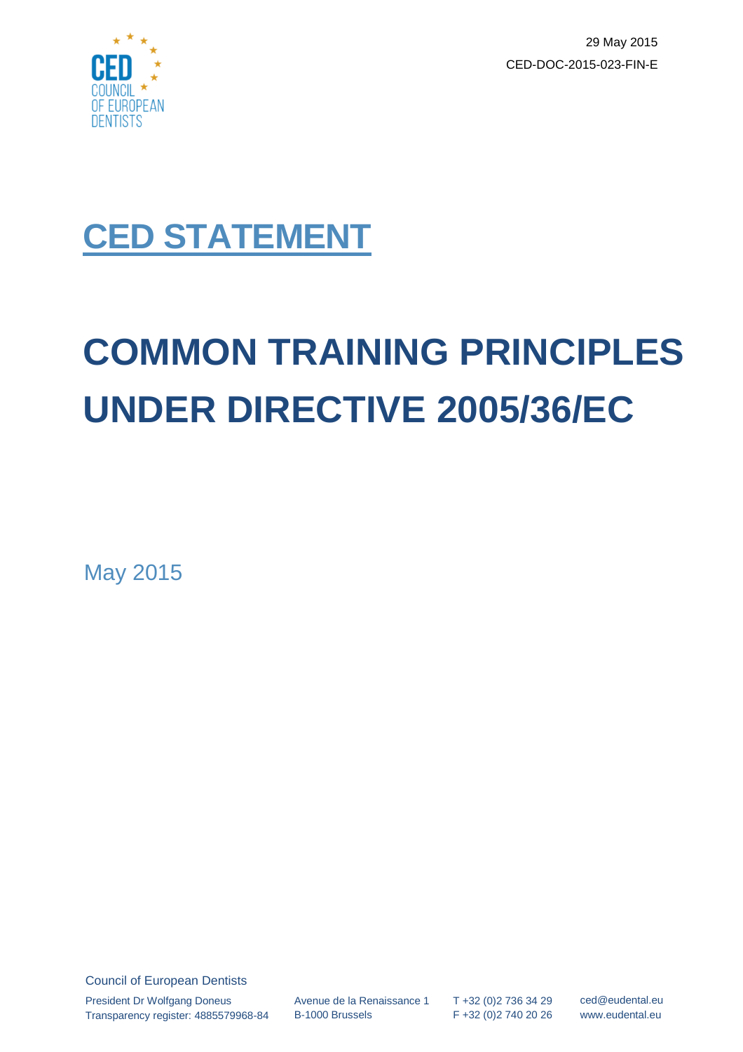29 May 2015

CED-DOC-2015-023-FIN-E

# CED STATEMENT

# COMMON TRAINING PRINCIPLES UNDER DIRECTIVE 2005/36/EC

May 2015

Council of European Dentists

President Dr Wolfgang Doneus
Transparency register: 4885579968-84

Avenue de la Renaissance 1
B-1000 Brussels

T +32 (0)2 736 34 29
F +32 (0)2 740 20 26

ced@eudental.eu
www.eudental.eu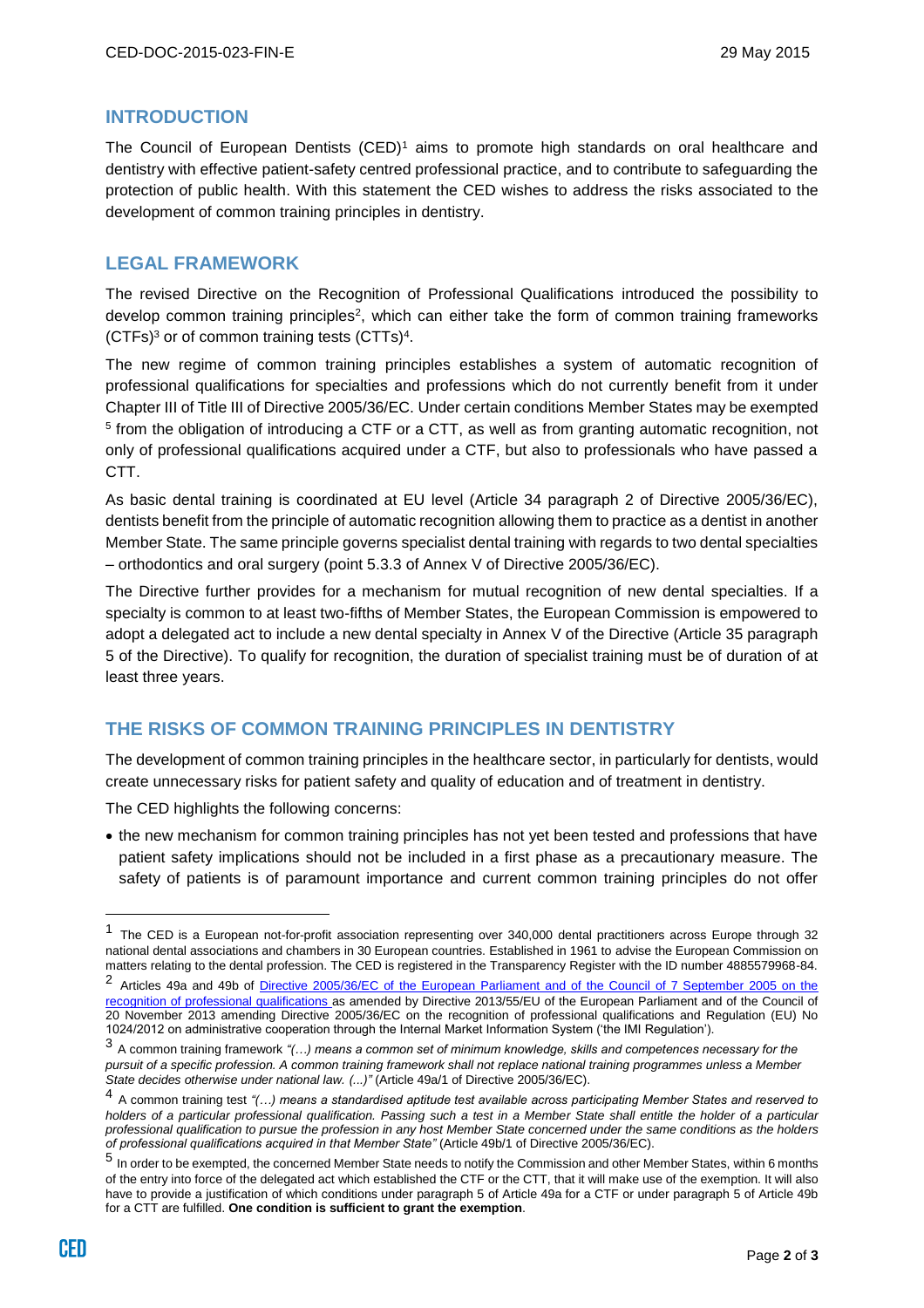## INTRODUCTION

The Council of European Dentists (CED)[1] aims to promote high standards on oral healthcare and dentistry with effective patient-safety centred professional practice, and to contribute to safeguarding the protection of public health. With this statement the CED wishes to address the risks associated to the development of common training principles in dentistry.

## LEGAL FRAMEWORK

The revised Directive on the Recognition of Professional Qualifications introduced the possibility to develop common training principles[2], which can either take the form of common training frameworks (CTFs)[3] or of common training tests (CTTs)[4].

The new regime of common training principles establishes a system of automatic recognition of professional qualifications for specialties and professions which do not currently benefit from it under Chapter III of Title III of Directive 2005/36/EC. Under certain conditions Member States may be exempted [5] from the obligation of introducing a CTF or a CTT, as well as from granting automatic recognition, not only of professional qualifications acquired under a CTF, but also to professionals who have passed a CTT.

As basic dental training is coordinated at EU level (Article 34 paragraph 2 of Directive 2005/36/EC), dentists benefit from the principle of automatic recognition allowing them to practice as a dentist in another Member State. The same principle governs specialist dental training with regards to two dental specialties – orthodontics and oral surgery (point 5.3.3 of Annex V of Directive 2005/36/EC).

The Directive further provides for a mechanism for mutual recognition of new dental specialties. If a specialty is common to at least two-fifths of Member States, the European Commission is empowered to adopt a delegated act to include a new dental specialty in Annex V of the Directive (Article 35 paragraph 5 of the Directive). To qualify for recognition, the duration of specialist training must be of duration of at least three years.

## THE RISKS OF COMMON TRAINING PRINCIPLES IN DENTISTRY

The development of common training principles in the healthcare sector, in particularly for dentists, would create unnecessary risks for patient safety and quality of education and of treatment in dentistry.

The CED highlights the following concerns:

- the new mechanism for common training principles has not yet been tested and professions that have patient safety implications should not be included in a first phase as a precautionary measure. The safety of patients is of paramount importance and current common training principles do not offer

---

[1] The CED is a European not-for-profit association representing over 340,000 dental practitioners across Europe through 32 national dental associations and chambers in 30 European countries. Established in 1961 to advise the European Commission on matters relating to the dental profession. The CED is registered in the Transparency Register with the ID number 4885579968-84.

[2] Articles 49a and 49b of [Directive 2005/36/EC of the European Parliament and of the Council of 7 September 2005 on the recognition of professional qualifications](#) as amended by Directive 2013/55/EU of the European Parliament and of the Council of 20 November 2013 amending Directive 2005/36/EC on the recognition of professional qualifications and Regulation (EU) No 1024/2012 on administrative cooperation through the Internal Market Information System ('the IMI Regulation').

[3] A common training framework *"(…) means a common set of minimum knowledge, skills and competences necessary for the pursuit of a specific profession. A common training framework shall not replace national training programmes unless a Member State decides otherwise under national law. (...)"* (Article 49a/1 of Directive 2005/36/EC).

[4] A common training test *"(…) means a standardised aptitude test available across participating Member States and reserved to holders of a particular professional qualification. Passing such a test in a Member State shall entitle the holder of a particular professional qualification to pursue the profession in any host Member State concerned under the same conditions as the holders of professional qualifications acquired in that Member State"* (Article 49b/1 of Directive 2005/36/EC).

[5] In order to be exempted, the concerned Member State needs to notify the Commission and other Member States, within 6 months of the entry into force of the delegated act which established the CTF or the CTT, that it will make use of the exemption. It will also have to provide a justification of which conditions under paragraph 5 of Article 49a for a CTF or under paragraph 5 of Article 49b for a CTT are fulfilled. **One condition is sufficient to grant the exemption**.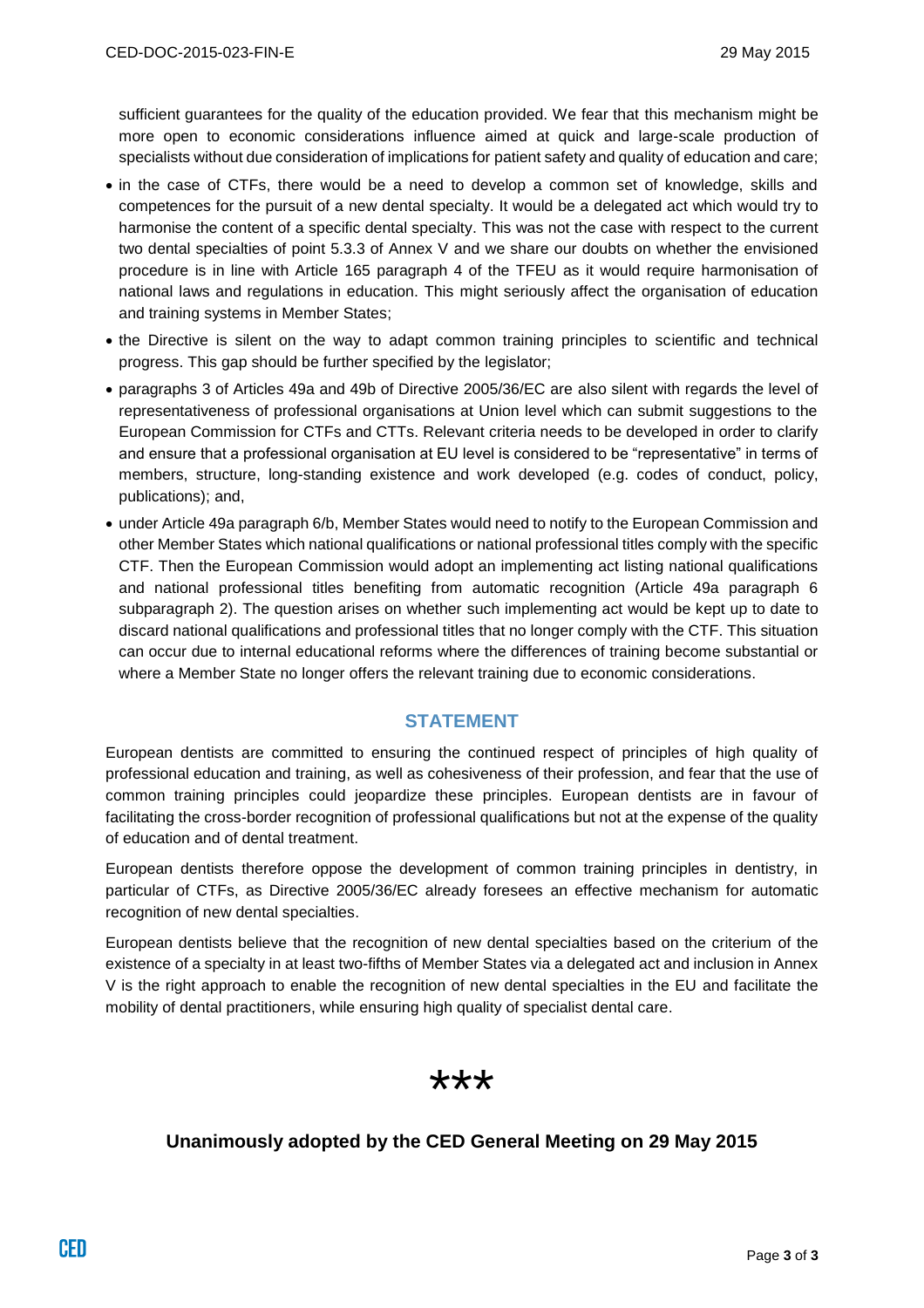sufficient guarantees for the quality of the education provided. We fear that this mechanism might be more open to economic considerations influence aimed at quick and large-scale production of specialists without due consideration of implications for patient safety and quality of education and care;

- in the case of CTFs, there would be a need to develop a common set of knowledge, skills and competences for the pursuit of a new dental specialty. It would be a delegated act which would try to harmonise the content of a specific dental specialty. This was not the case with respect to the current two dental specialties of point 5.3.3 of Annex V and we share our doubts on whether the envisioned procedure is in line with Article 165 paragraph 4 of the TFEU as it would require harmonisation of national laws and regulations in education. This might seriously affect the organisation of education and training systems in Member States;
- the Directive is silent on the way to adapt common training principles to scientific and technical progress. This gap should be further specified by the legislator;
- paragraphs 3 of Articles 49a and 49b of Directive 2005/36/EC are also silent with regards the level of representativeness of professional organisations at Union level which can submit suggestions to the European Commission for CTFs and CTTs. Relevant criteria needs to be developed in order to clarify and ensure that a professional organisation at EU level is considered to be "representative" in terms of members, structure, long-standing existence and work developed (e.g. codes of conduct, policy, publications); and,
- under Article 49a paragraph 6/b, Member States would need to notify to the European Commission and other Member States which national qualifications or national professional titles comply with the specific CTF. Then the European Commission would adopt an implementing act listing national qualifications and national professional titles benefiting from automatic recognition (Article 49a paragraph 6 subparagraph 2). The question arises on whether such implementing act would be kept up to date to discard national qualifications and professional titles that no longer comply with the CTF. This situation can occur due to internal educational reforms where the differences of training become substantial or where a Member State no longer offers the relevant training due to economic considerations.

## STATEMENT

European dentists are committed to ensuring the continued respect of principles of high quality of professional education and training, as well as cohesiveness of their profession, and fear that the use of common training principles could jeopardize these principles. European dentists are in favour of facilitating the cross-border recognition of professional qualifications but not at the expense of the quality of education and of dental treatment.

European dentists therefore oppose the development of common training principles in dentistry, in particular of CTFs, as Directive 2005/36/EC already foresees an effective mechanism for automatic recognition of new dental specialties.

European dentists believe that the recognition of new dental specialties based on the criterium of the existence of a specialty in at least two-fifths of Member States via a delegated act and inclusion in Annex V is the right approach to enable the recognition of new dental specialties in the EU and facilitate the mobility of dental practitioners, while ensuring high quality of specialist dental care.

***

**Unanimously adopted by the CED General Meeting on 29 May 2015**